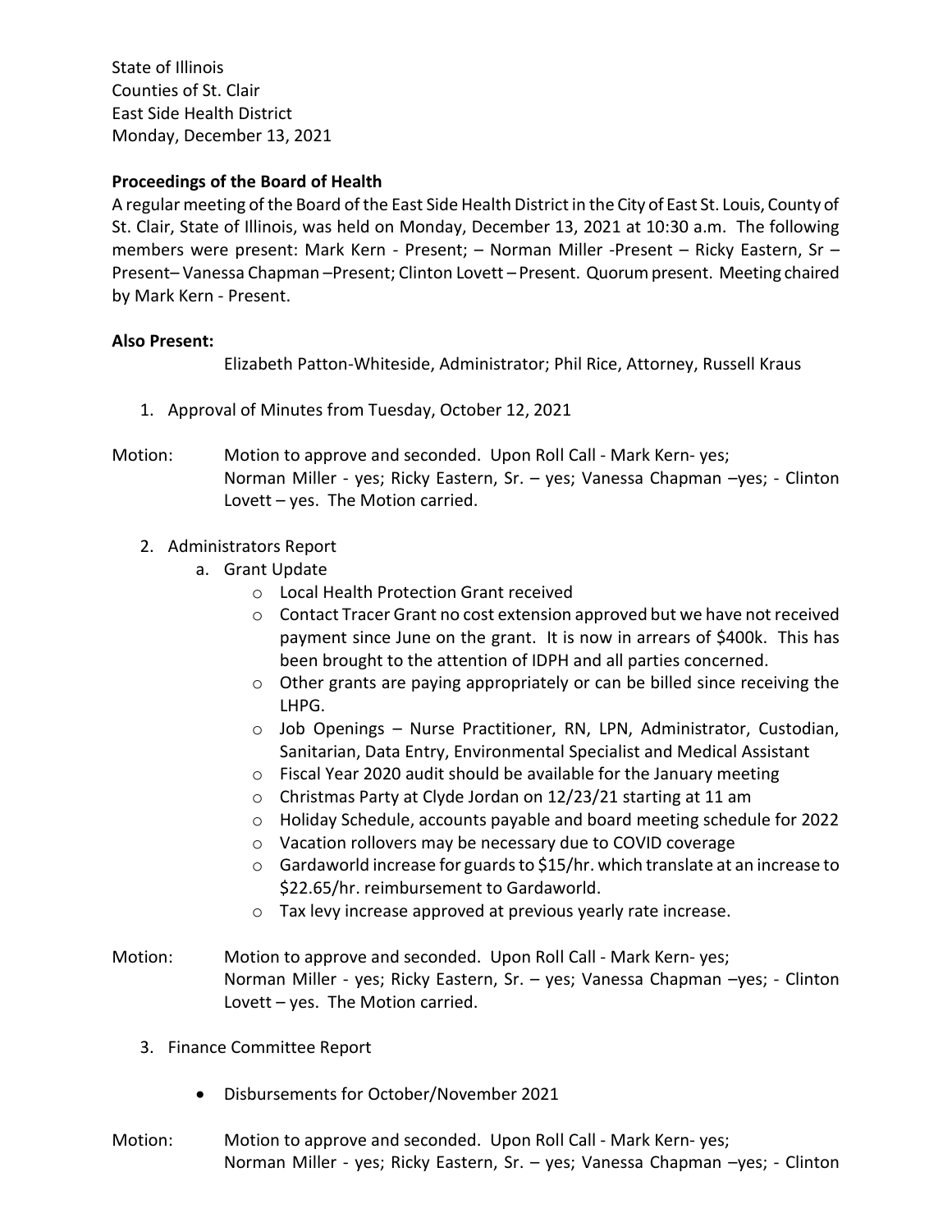State of Illinois
Counties of St. Clair
East Side Health District
Monday, December 13, 2021

**Proceedings of the Board of Health**

A regular meeting of the Board of the East Side Health District in the City of East St. Louis, County of St. Clair, State of Illinois, was held on Monday, December 13, 2021 at 10:30 a.m. The following members were present: Mark Kern - Present; – Norman Miller -Present – Ricky Eastern, Sr – Present– Vanessa Chapman –Present; Clinton Lovett – Present. Quorum present. Meeting chaired by Mark Kern - Present.

**Also Present:**

Elizabeth Patton-Whiteside, Administrator; Phil Rice, Attorney, Russell Kraus

1. Approval of Minutes from Tuesday, October 12, 2021

Motion: Motion to approve and seconded. Upon Roll Call - Mark Kern- yes; Norman Miller - yes; Ricky Eastern, Sr. – yes; Vanessa Chapman –yes; - Clinton Lovett – yes. The Motion carried.

2. Administrators Report
   a. Grant Update
      - Local Health Protection Grant received
      - Contact Tracer Grant no cost extension approved but we have not received payment since June on the grant. It is now in arrears of $400k. This has been brought to the attention of IDPH and all parties concerned.
      - Other grants are paying appropriately or can be billed since receiving the LHPG.
      - Job Openings – Nurse Practitioner, RN, LPN, Administrator, Custodian, Sanitarian, Data Entry, Environmental Specialist and Medical Assistant
      - Fiscal Year 2020 audit should be available for the January meeting
      - Christmas Party at Clyde Jordan on 12/23/21 starting at 11 am
      - Holiday Schedule, accounts payable and board meeting schedule for 2022
      - Vacation rollovers may be necessary due to COVID coverage
      - Gardaworld increase for guards to $15/hr. which translate at an increase to $22.65/hr. reimbursement to Gardaworld.
      - Tax levy increase approved at previous yearly rate increase.

Motion: Motion to approve and seconded. Upon Roll Call - Mark Kern- yes; Norman Miller - yes; Ricky Eastern, Sr. – yes; Vanessa Chapman –yes; - Clinton Lovett – yes. The Motion carried.

3. Finance Committee Report

   - Disbursements for October/November 2021

Motion: Motion to approve and seconded. Upon Roll Call - Mark Kern- yes; Norman Miller - yes; Ricky Eastern, Sr. – yes; Vanessa Chapman –yes; - Clinton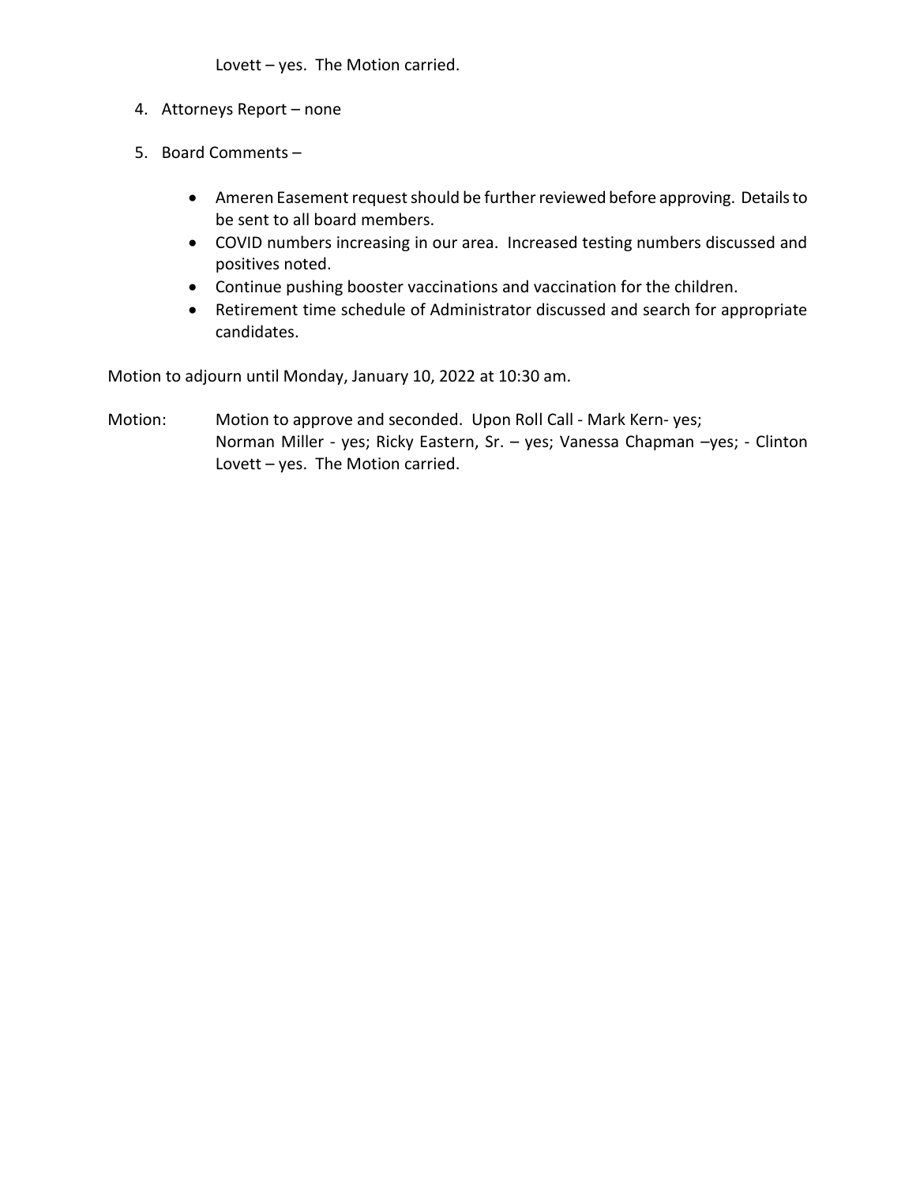Lovett – yes. The Motion carried.

4. Attorneys Report – none

5. Board Comments –

   - Ameren Easement request should be further reviewed before approving. Details to be sent to all board members.
   - COVID numbers increasing in our area. Increased testing numbers discussed and positives noted.
   - Continue pushing booster vaccinations and vaccination for the children.
   - Retirement time schedule of Administrator discussed and search for appropriate candidates.

Motion to adjourn until Monday, January 10, 2022 at 10:30 am.

Motion: Motion to approve and seconded. Upon Roll Call - Mark Kern- yes; Norman Miller - yes; Ricky Eastern, Sr. – yes; Vanessa Chapman –yes; - Clinton Lovett – yes. The Motion carried.